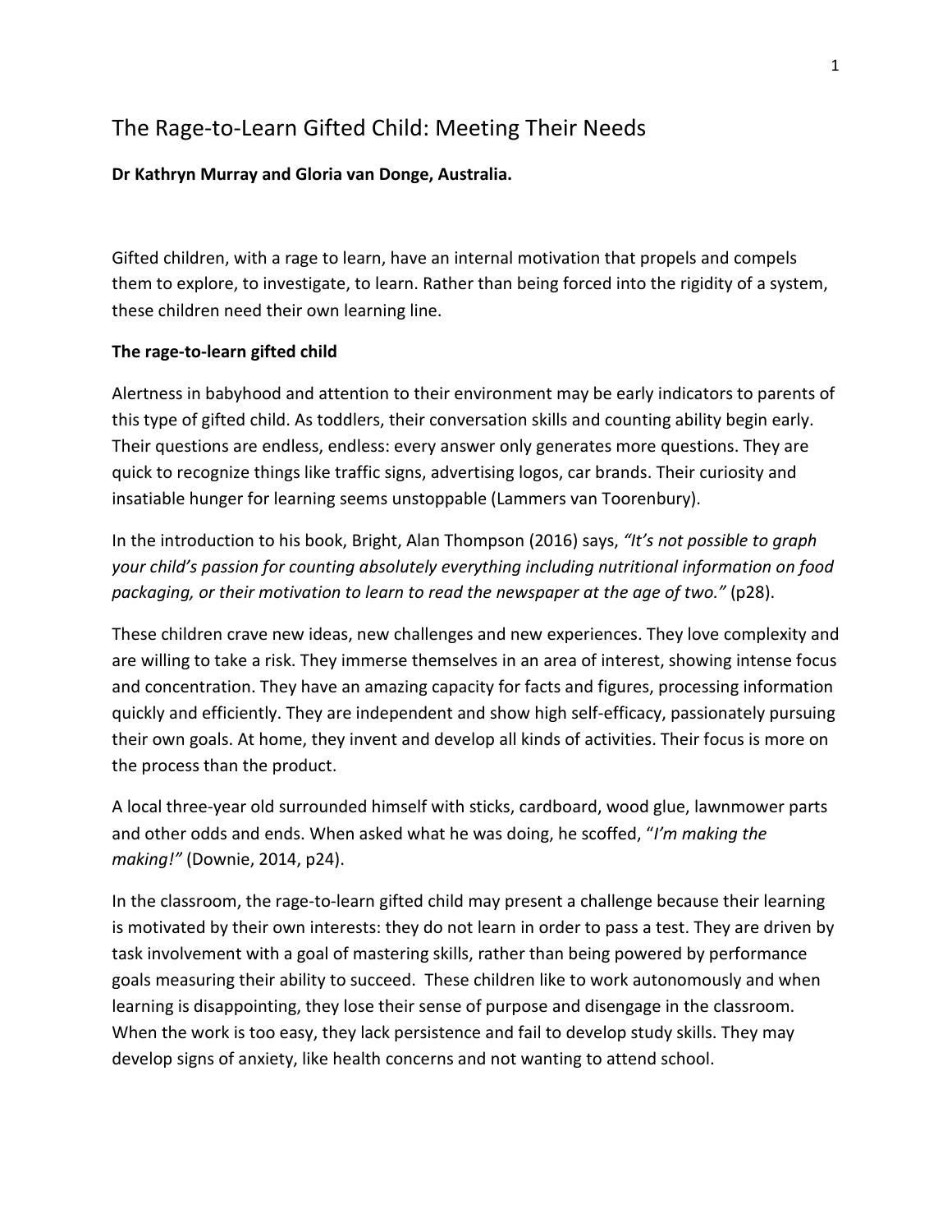# The Rage-to-Learn Gifted Child: Meeting Their Needs

**Dr Kathryn Murray and Gloria van Donge, Australia.**

Gifted children, with a rage to learn, have an internal motivation that propels and compels them to explore, to investigate, to learn. Rather than being forced into the rigidity of a system, these children need their own learning line.

## The rage-to-learn gifted child

Alertness in babyhood and attention to their environment may be early indicators to parents of this type of gifted child. As toddlers, their conversation skills and counting ability begin early. Their questions are endless, endless: every answer only generates more questions. They are quick to recognize things like traffic signs, advertising logos, car brands. Their curiosity and insatiable hunger for learning seems unstoppable (Lammers van Toorenbury).

In the introduction to his book, Bright, Alan Thompson (2016) says, *"It's not possible to graph your child's passion for counting absolutely everything including nutritional information on food packaging, or their motivation to learn to read the newspaper at the age of two."* (p28).

These children crave new ideas, new challenges and new experiences. They love complexity and are willing to take a risk. They immerse themselves in an area of interest, showing intense focus and concentration. They have an amazing capacity for facts and figures, processing information quickly and efficiently. They are independent and show high self-efficacy, passionately pursuing their own goals. At home, they invent and develop all kinds of activities. Their focus is more on the process than the product.

A local three-year old surrounded himself with sticks, cardboard, wood glue, lawnmower parts and other odds and ends. When asked what he was doing, he scoffed, "*I'm making the making!"* (Downie, 2014, p24).

In the classroom, the rage-to-learn gifted child may present a challenge because their learning is motivated by their own interests: they do not learn in order to pass a test. They are driven by task involvement with a goal of mastering skills, rather than being powered by performance goals measuring their ability to succeed. These children like to work autonomously and when learning is disappointing, they lose their sense of purpose and disengage in the classroom. When the work is too easy, they lack persistence and fail to develop study skills. They may develop signs of anxiety, like health concerns and not wanting to attend school.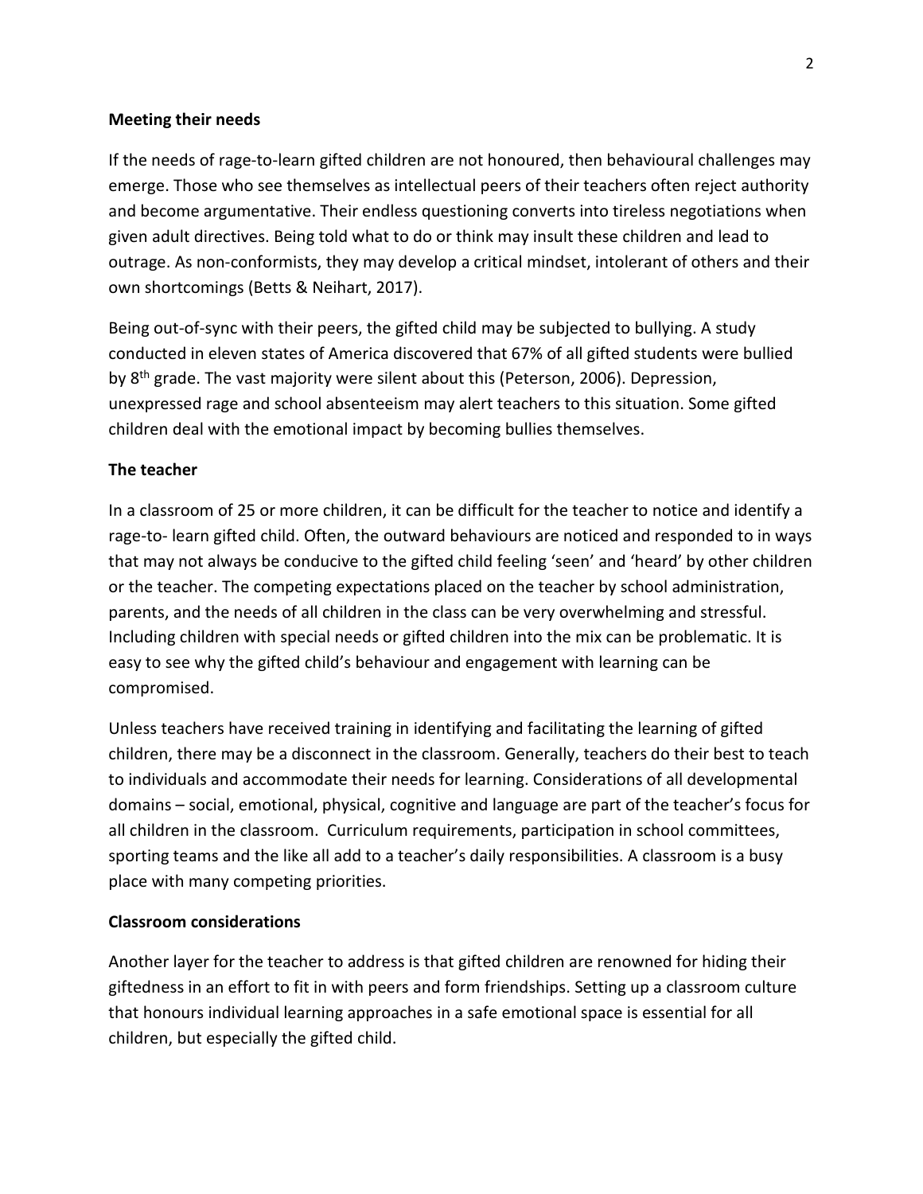**Meeting their needs**

If the needs of rage-to-learn gifted children are not honoured, then behavioural challenges may emerge. Those who see themselves as intellectual peers of their teachers often reject authority and become argumentative. Their endless questioning converts into tireless negotiations when given adult directives. Being told what to do or think may insult these children and lead to outrage. As non-conformists, they may develop a critical mindset, intolerant of others and their own shortcomings (Betts & Neihart, 2017).

Being out-of-sync with their peers, the gifted child may be subjected to bullying. A study conducted in eleven states of America discovered that 67% of all gifted students were bullied by 8th grade. The vast majority were silent about this (Peterson, 2006). Depression, unexpressed rage and school absenteeism may alert teachers to this situation. Some gifted children deal with the emotional impact by becoming bullies themselves.

**The teacher**

In a classroom of 25 or more children, it can be difficult for the teacher to notice and identify a rage-to- learn gifted child. Often, the outward behaviours are noticed and responded to in ways that may not always be conducive to the gifted child feeling 'seen' and 'heard' by other children or the teacher. The competing expectations placed on the teacher by school administration, parents, and the needs of all children in the class can be very overwhelming and stressful. Including children with special needs or gifted children into the mix can be problematic. It is easy to see why the gifted child's behaviour and engagement with learning can be compromised.

Unless teachers have received training in identifying and facilitating the learning of gifted children, there may be a disconnect in the classroom. Generally, teachers do their best to teach to individuals and accommodate their needs for learning. Considerations of all developmental domains – social, emotional, physical, cognitive and language are part of the teacher's focus for all children in the classroom. Curriculum requirements, participation in school committees, sporting teams and the like all add to a teacher's daily responsibilities. A classroom is a busy place with many competing priorities.

**Classroom considerations**

Another layer for the teacher to address is that gifted children are renowned for hiding their giftedness in an effort to fit in with peers and form friendships. Setting up a classroom culture that honours individual learning approaches in a safe emotional space is essential for all children, but especially the gifted child.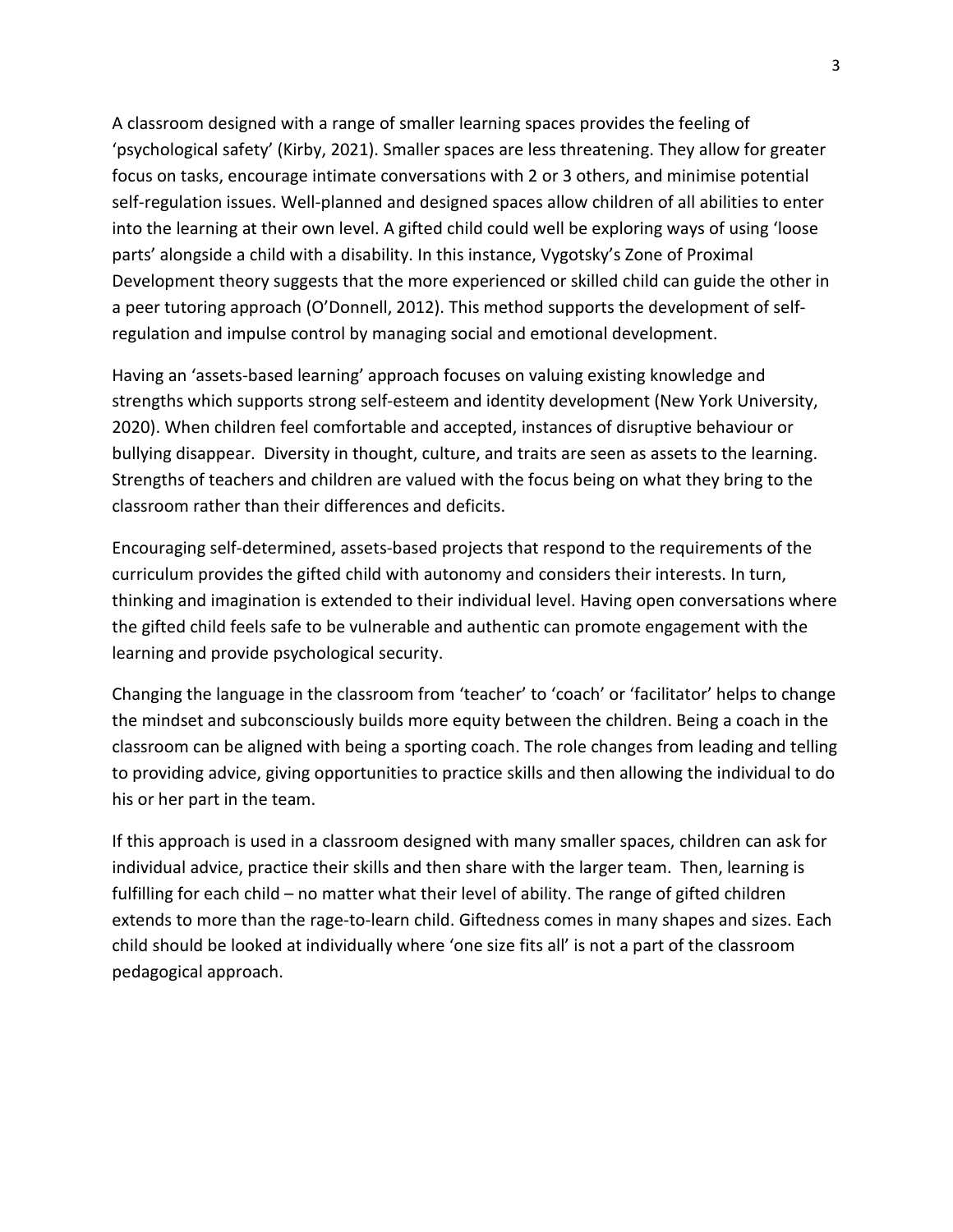A classroom designed with a range of smaller learning spaces provides the feeling of 'psychological safety' (Kirby, 2021). Smaller spaces are less threatening. They allow for greater focus on tasks, encourage intimate conversations with 2 or 3 others, and minimise potential self-regulation issues. Well-planned and designed spaces allow children of all abilities to enter into the learning at their own level. A gifted child could well be exploring ways of using 'loose parts' alongside a child with a disability. In this instance, Vygotsky's Zone of Proximal Development theory suggests that the more experienced or skilled child can guide the other in a peer tutoring approach (O'Donnell, 2012). This method supports the development of self-regulation and impulse control by managing social and emotional development.

Having an 'assets-based learning' approach focuses on valuing existing knowledge and strengths which supports strong self-esteem and identity development (New York University, 2020). When children feel comfortable and accepted, instances of disruptive behaviour or bullying disappear. Diversity in thought, culture, and traits are seen as assets to the learning. Strengths of teachers and children are valued with the focus being on what they bring to the classroom rather than their differences and deficits.

Encouraging self-determined, assets-based projects that respond to the requirements of the curriculum provides the gifted child with autonomy and considers their interests. In turn, thinking and imagination is extended to their individual level. Having open conversations where the gifted child feels safe to be vulnerable and authentic can promote engagement with the learning and provide psychological security.

Changing the language in the classroom from 'teacher' to 'coach' or 'facilitator' helps to change the mindset and subconsciously builds more equity between the children. Being a coach in the classroom can be aligned with being a sporting coach. The role changes from leading and telling to providing advice, giving opportunities to practice skills and then allowing the individual to do his or her part in the team.

If this approach is used in a classroom designed with many smaller spaces, children can ask for individual advice, practice their skills and then share with the larger team. Then, learning is fulfilling for each child – no matter what their level of ability. The range of gifted children extends to more than the rage-to-learn child. Giftedness comes in many shapes and sizes. Each child should be looked at individually where 'one size fits all' is not a part of the classroom pedagogical approach.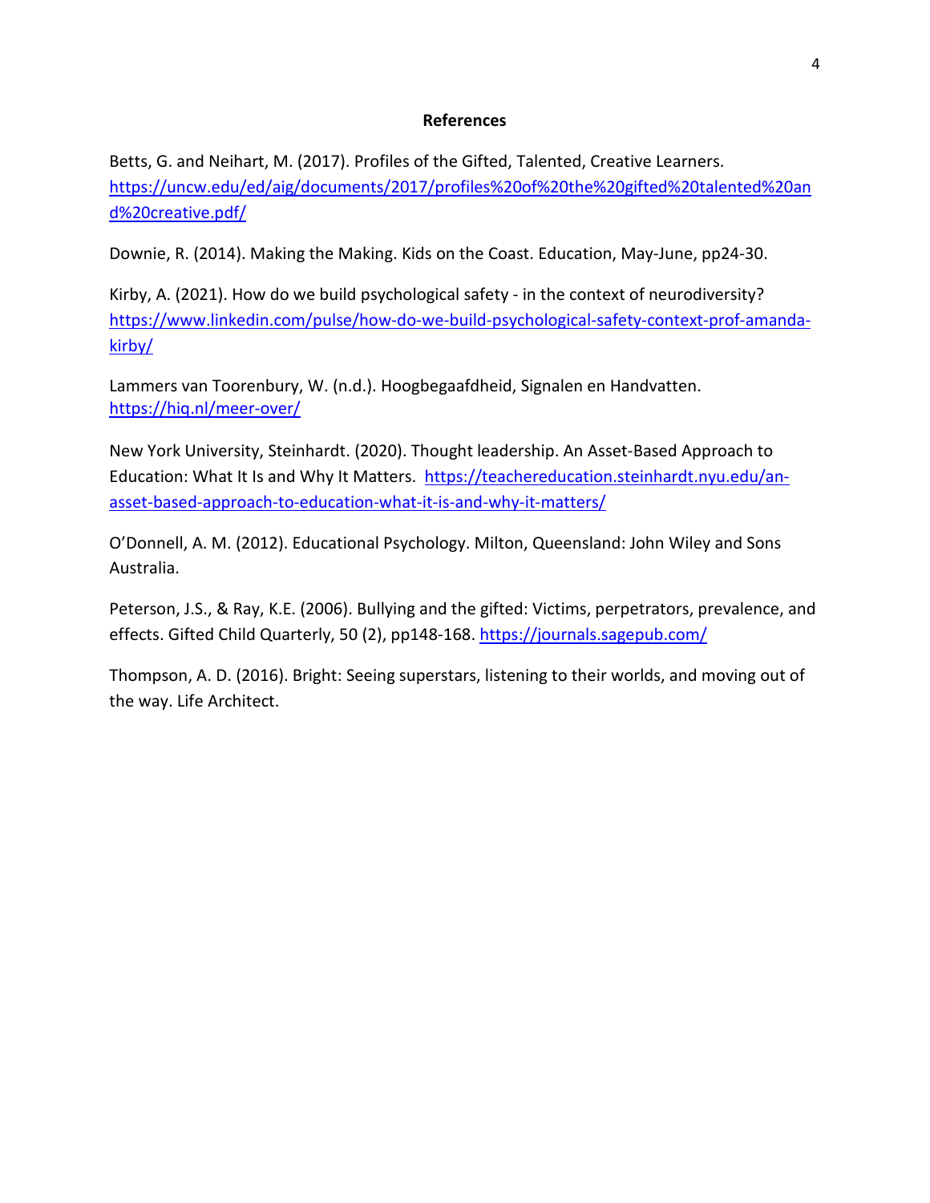# References

Betts, G. and Neihart, M. (2017). Profiles of the Gifted, Talented, Creative Learners. https://uncw.edu/ed/aig/documents/2017/profiles%20of%20the%20gifted%20talented%20and%20creative.pdf/

Downie, R. (2014). Making the Making. Kids on the Coast. Education, May-June, pp24-30.

Kirby, A. (2021). How do we build psychological safety - in the context of neurodiversity? https://www.linkedin.com/pulse/how-do-we-build-psychological-safety-context-prof-amanda-kirby/

Lammers van Toorenbury, W. (n.d.). Hoogbegaafdheid, Signalen en Handvatten. https://hiq.nl/meer-over/

New York University, Steinhardt. (2020). Thought leadership. An Asset-Based Approach to Education: What It Is and Why It Matters. https://teachereducation.steinhardt.nyu.edu/an-asset-based-approach-to-education-what-it-is-and-why-it-matters/

O'Donnell, A. M. (2012). Educational Psychology. Milton, Queensland: John Wiley and Sons Australia.

Peterson, J.S., & Ray, K.E. (2006). Bullying and the gifted: Victims, perpetrators, prevalence, and effects. Gifted Child Quarterly, 50 (2), pp148-168. https://journals.sagepub.com/

Thompson, A. D. (2016). Bright: Seeing superstars, listening to their worlds, and moving out of the way. Life Architect.